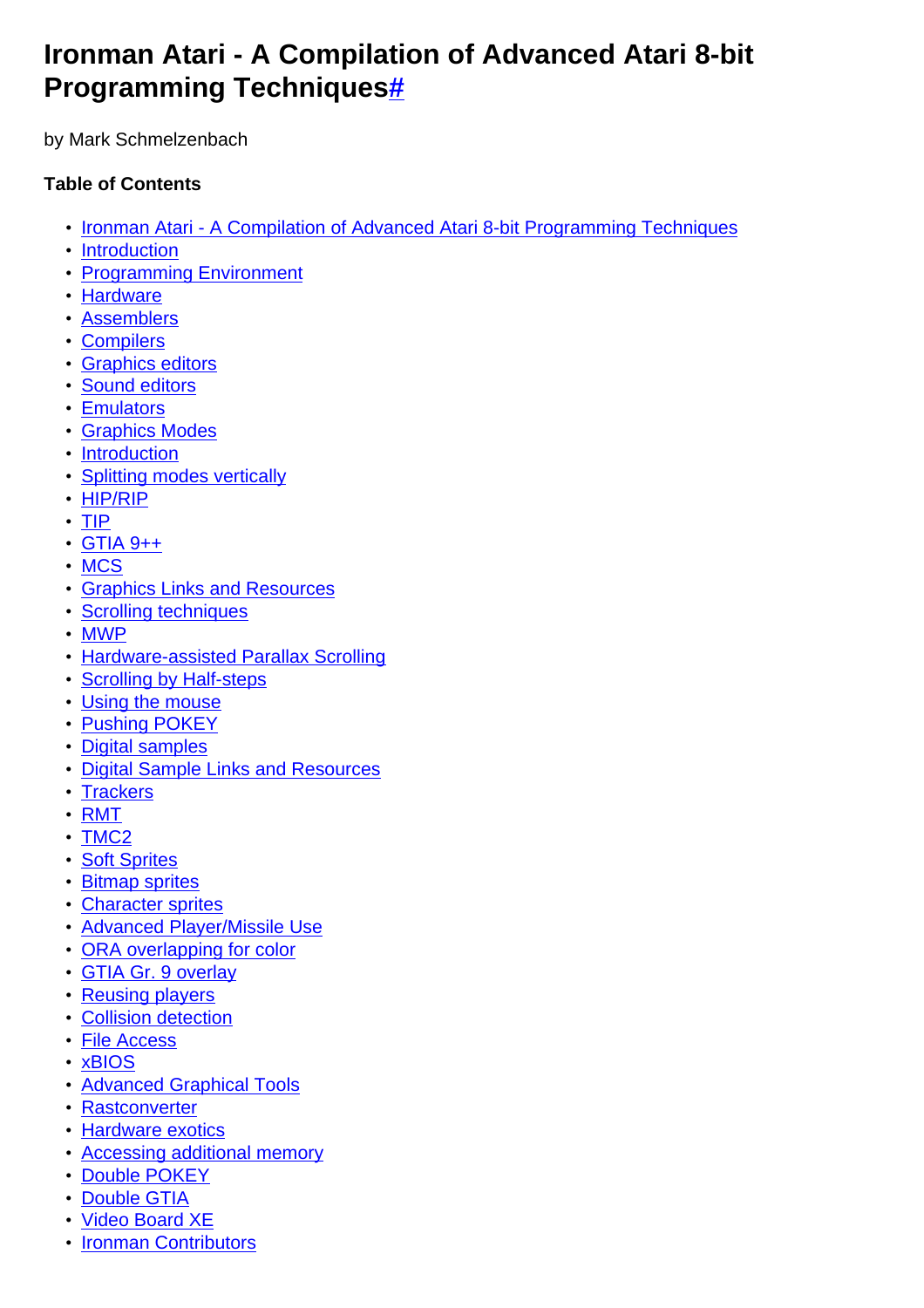# Ironman Atari - A Compilation of Advanced Atari 8-bit Programming Techniques#

by Mark Schmelzenbach

**Table of Contents**

- Ironman Atari - A Compilation of Advanced Atari 8-bit Programming Techniques
- Introduction
- Programming Environment
- Hardware
- Assemblers
- Compilers
- Graphics editors
- Sound editors
- Emulators
- Graphics Modes
- Introduction
- Splitting modes vertically
- HIP/RIP
- TIP
- GTIA 9++
- MCS
- Graphics Links and Resources
- Scrolling techniques
- MWP
- Hardware-assisted Parallax Scrolling
- Scrolling by Half-steps
- Using the mouse
- Pushing POKEY
- Digital samples
- Digital Sample Links and Resources
- Trackers
- RMT
- TMC2
- Soft Sprites
- Bitmap sprites
- Character sprites
- Advanced Player/Missile Use
- ORA overlapping for color
- GTIA Gr. 9 overlay
- Reusing players
- Collision detection
- File Access
- xBIOS
- Advanced Graphical Tools
- Rastconverter
- Hardware exotics
- Accessing additional memory
- Double POKEY
- Double GTIA
- Video Board XE
- Ironman Contributors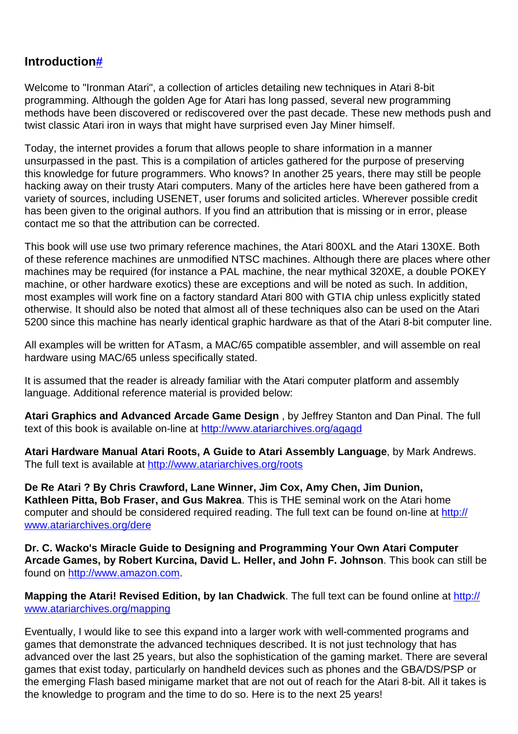## Introduction#

Welcome to "Ironman Atari", a collection of articles detailing new techniques in Atari 8-bit programming. Although the golden Age for Atari has long passed, several new programming methods have been discovered or rediscovered over the past decade. These new methods push and twist classic Atari iron in ways that might have surprised even Jay Miner himself.

Today, the internet provides a forum that allows people to share information in a manner unsurpassed in the past. This is a compilation of articles gathered for the purpose of preserving this knowledge for future programmers. Who knows? In another 25 years, there may still be people hacking away on their trusty Atari computers. Many of the articles here have been gathered from a variety of sources, including USENET, user forums and solicited articles. Wherever possible credit has been given to the original authors. If you find an attribution that is missing or in error, please contact me so that the attribution can be corrected.

This book will use use two primary reference machines, the Atari 800XL and the Atari 130XE. Both of these reference machines are unmodified NTSC machines. Although there are places where other machines may be required (for instance a PAL machine, the near mythical 320XE, a double POKEY machine, or other hardware exotics) these are exceptions and will be noted as such. In addition, most examples will work fine on a factory standard Atari 800 with GTIA chip unless explicitly stated otherwise. It should also be noted that almost all of these techniques also can be used on the Atari 5200 since this machine has nearly identical graphic hardware as that of the Atari 8-bit computer line.

All examples will be written for ATasm, a MAC/65 compatible assembler, and will assemble on real hardware using MAC/65 unless specifically stated.

It is assumed that the reader is already familiar with the Atari computer platform and assembly language. Additional reference material is provided below:

**Atari Graphics and Advanced Arcade Game Design** , by Jeffrey Stanton and Dan Pinal. The full text of this book is available on-line at http://www.atariarchives.org/agagd

**Atari Hardware Manual Atari Roots, A Guide to Atari Assembly Language**, by Mark Andrews. The full text is available at http://www.atariarchives.org/roots

**De Re Atari ? By Chris Crawford, Lane Winner, Jim Cox, Amy Chen, Jim Dunion, Kathleen Pitta, Bob Fraser, and Gus Makrea**. This is THE seminal work on the Atari home computer and should be considered required reading. The full text can be found on-line at http://www.atariarchives.org/dere

**Dr. C. Wacko's Miracle Guide to Designing and Programming Your Own Atari Computer Arcade Games, by Robert Kurcina, David L. Heller, and John F. Johnson**. This book can still be found on http://www.amazon.com.

**Mapping the Atari! Revised Edition, by Ian Chadwick**. The full text can be found online at http://www.atariarchives.org/mapping

Eventually, I would like to see this expand into a larger work with well-commented programs and games that demonstrate the advanced techniques described. It is not just technology that has advanced over the last 25 years, but also the sophistication of the gaming market. There are several games that exist today, particularly on handheld devices such as phones and the GBA/DS/PSP or the emerging Flash based minigame market that are not out of reach for the Atari 8-bit. All it takes is the knowledge to program and the time to do so. Here is to the next 25 years!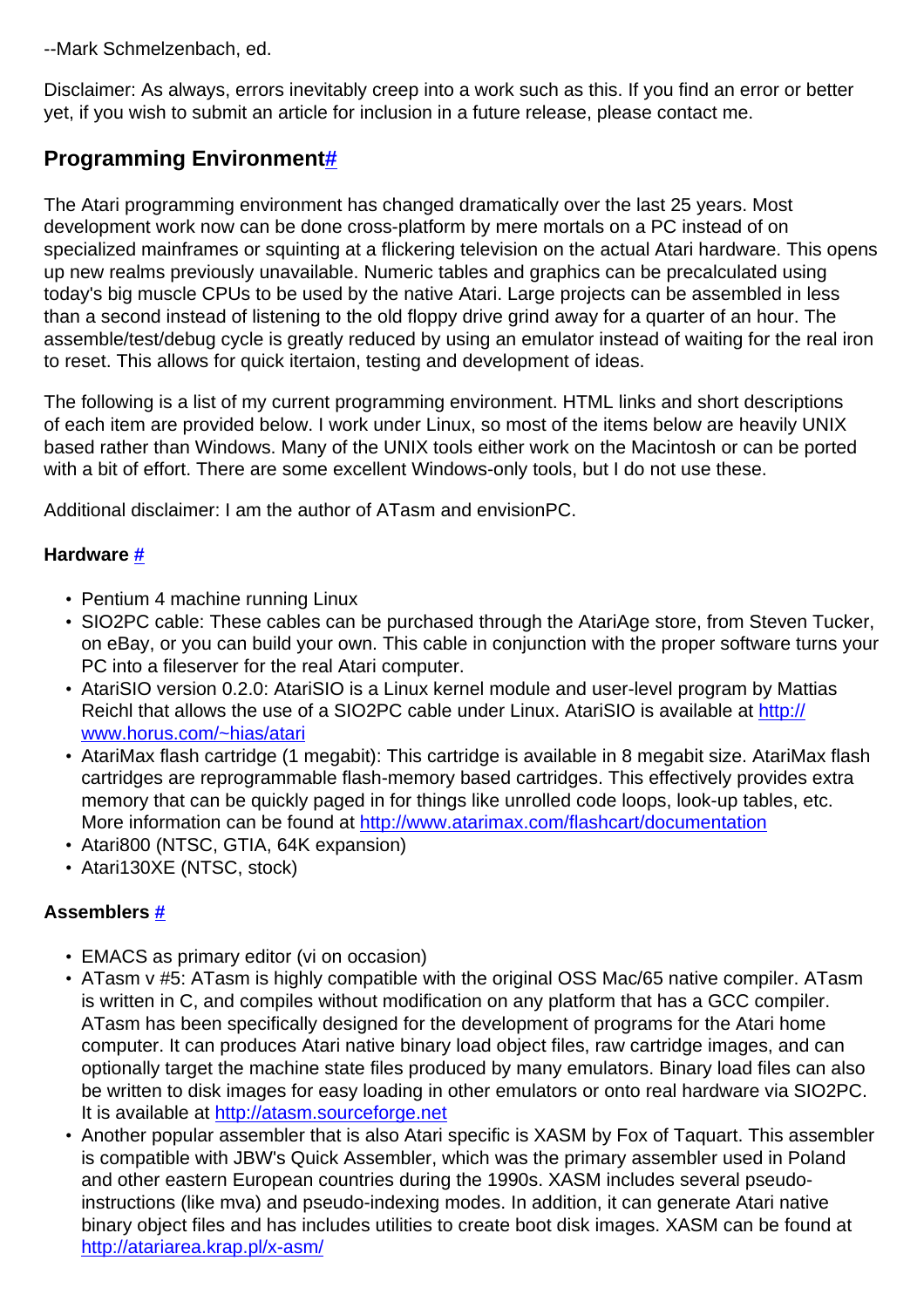--Mark Schmelzenbach, ed.

Disclaimer: As always, errors inevitably creep into a work such as this. If you find an error or better yet, if you wish to submit an article for inclusion in a future release, please contact me.

## Programming Environment#

The Atari programming environment has changed dramatically over the last 25 years. Most development work now can be done cross-platform by mere mortals on a PC instead of on specialized mainframes or squinting at a flickering television on the actual Atari hardware. This opens up new realms previously unavailable. Numeric tables and graphics can be precalculated using today's big muscle CPUs to be used by the native Atari. Large projects can be assembled in less than a second instead of listening to the old floppy drive grind away for a quarter of an hour. The assemble/test/debug cycle is greatly reduced by using an emulator instead of waiting for the real iron to reset. This allows for quick itertaion, testing and development of ideas.

The following is a list of my current programming environment. HTML links and short descriptions of each item are provided below. I work under Linux, so most of the items below are heavily UNIX based rather than Windows. Many of the UNIX tools either work on the Macintosh or can be ported with a bit of effort. There are some excellent Windows-only tools, but I do not use these.

Additional disclaimer: I am the author of ATasm and envisionPC.

### Hardware #

- Pentium 4 machine running Linux
- SIO2PC cable: These cables can be purchased through the AtariAge store, from Steven Tucker, on eBay, or you can build your own. This cable in conjunction with the proper software turns your PC into a fileserver for the real Atari computer.
- AtariSIO version 0.2.0: AtariSIO is a Linux kernel module and user-level program by Mattias Reichl that allows the use of a SIO2PC cable under Linux. AtariSIO is available at http://www.horus.com/~hias/atari
- AtariMax flash cartridge (1 megabit): This cartridge is available in 8 megabit size. AtariMax flash cartridges are reprogrammable flash-memory based cartridges. This effectively provides extra memory that can be quickly paged in for things like unrolled code loops, look-up tables, etc. More information can be found at http://www.atarimax.com/flashcart/documentation
- Atari800 (NTSC, GTIA, 64K expansion)
- Atari130XE (NTSC, stock)

### Assemblers #

- EMACS as primary editor (vi on occasion)
- ATasm v #5: ATasm is highly compatible with the original OSS Mac/65 native compiler. ATasm is written in C, and compiles without modification on any platform that has a GCC compiler. ATasm has been specifically designed for the development of programs for the Atari home computer. It can produces Atari native binary load object files, raw cartridge images, and can optionally target the machine state files produced by many emulators. Binary load files can also be written to disk images for easy loading in other emulators or onto real hardware via SIO2PC. It is available at http://atasm.sourceforge.net
- Another popular assembler that is also Atari specific is XASM by Fox of Taquart. This assembler is compatible with JBW's Quick Assembler, which was the primary assembler used in Poland and other eastern European countries during the 1990s. XASM includes several pseudo-instructions (like mva) and pseudo-indexing modes. In addition, it can generate Atari native binary object files and has includes utilities to create boot disk images. XASM can be found at http://atariarea.krap.pl/x-asm/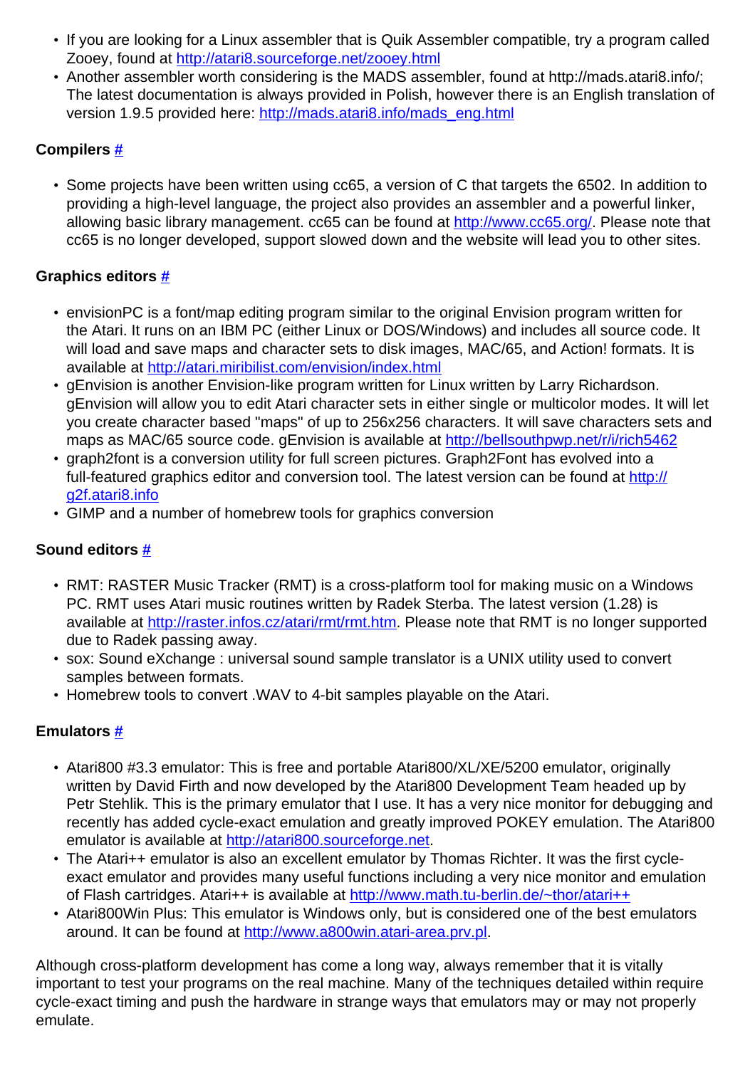- If you are looking for a Linux assembler that is Quik Assembler compatible, try a program called Zooey, found at http://atari8.sourceforge.net/zooey.html
- Another assembler worth considering is the MADS assembler, found at http://mads.atari8.info/; The latest documentation is always provided in Polish, however there is an English translation of version 1.9.5 provided here: http://mads.atari8.info/mads_eng.html

### Compilers #

- Some projects have been written using cc65, a version of C that targets the 6502. In addition to providing a high-level language, the project also provides an assembler and a powerful linker, allowing basic library management. cc65 can be found at http://www.cc65.org/. Please note that cc65 is no longer developed, support slowed down and the website will lead you to other sites.

### Graphics editors #

- envisionPC is a font/map editing program similar to the original Envision program written for the Atari. It runs on an IBM PC (either Linux or DOS/Windows) and includes all source code. It will load and save maps and character sets to disk images, MAC/65, and Action! formats. It is available at http://atari.miribilist.com/envision/index.html
- gEnvision is another Envision-like program written for Linux written by Larry Richardson. gEnvision will allow you to edit Atari character sets in either single or multicolor modes. It will let you create character based "maps" of up to 256x256 characters. It will save characters sets and maps as MAC/65 source code. gEnvision is available at http://bellsouthpwp.net/r/i/rich5462
- graph2font is a conversion utility for full screen pictures. Graph2Font has evolved into a full-featured graphics editor and conversion tool. The latest version can be found at http://g2f.atari8.info
- GIMP and a number of homebrew tools for graphics conversion

### Sound editors #

- RMT: RASTER Music Tracker (RMT) is a cross-platform tool for making music on a Windows PC. RMT uses Atari music routines written by Radek Sterba. The latest version (1.28) is available at http://raster.infos.cz/atari/rmt/rmt.htm. Please note that RMT is no longer supported due to Radek passing away.
- sox: Sound eXchange : universal sound sample translator is a UNIX utility used to convert samples between formats.
- Homebrew tools to convert .WAV to 4-bit samples playable on the Atari.

### Emulators #

- Atari800 #3.3 emulator: This is free and portable Atari800/XL/XE/5200 emulator, originally written by David Firth and now developed by the Atari800 Development Team headed up by Petr Stehlik. This is the primary emulator that I use. It has a very nice monitor for debugging and recently has added cycle-exact emulation and greatly improved POKEY emulation. The Atari800 emulator is available at http://atari800.sourceforge.net.
- The Atari++ emulator is also an excellent emulator by Thomas Richter. It was the first cycle-exact emulator and provides many useful functions including a very nice monitor and emulation of Flash cartridges. Atari++ is available at http://www.math.tu-berlin.de/~thor/atari++
- Atari800Win Plus: This emulator is Windows only, but is considered one of the best emulators around. It can be found at http://www.a800win.atari-area.prv.pl.

Although cross-platform development has come a long way, always remember that it is vitally important to test your programs on the real machine. Many of the techniques detailed within require cycle-exact timing and push the hardware in strange ways that emulators may or may not properly emulate.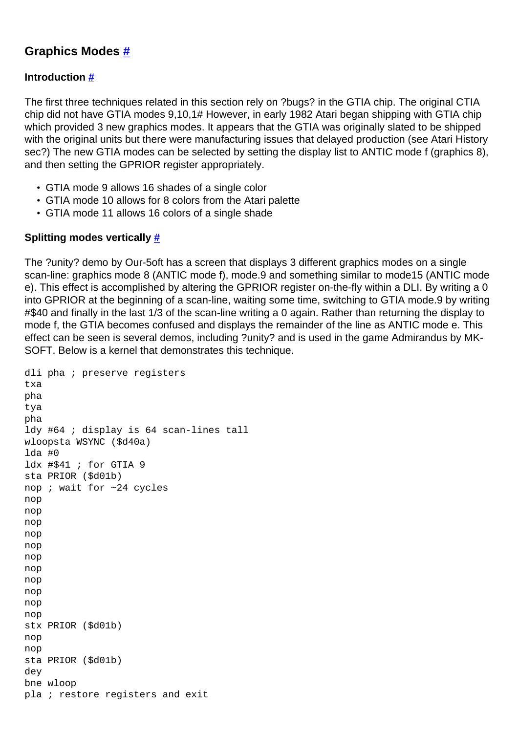## Graphics Modes #

### Introduction #

The first three techniques related in this section rely on ?bugs? in the GTIA chip. The original CTIA chip did not have GTIA modes 9,10,1# However, in early 1982 Atari began shipping with GTIA chip which provided 3 new graphics modes. It appears that the GTIA was originally slated to be shipped with the original units but there were manufacturing issues that delayed production (see Atari History sec?) The new GTIA modes can be selected by setting the display list to ANTIC mode f (graphics 8), and then setting the GPRIOR register appropriately.

- GTIA mode 9 allows 16 shades of a single color
- GTIA mode 10 allows for 8 colors from the Atari palette
- GTIA mode 11 allows 16 colors of a single shade

### Splitting modes vertically #

The ?unity? demo by Our-5oft has a screen that displays 3 different graphics modes on a single scan-line: graphics mode 8 (ANTIC mode f), mode.9 and something similar to mode15 (ANTIC mode e). This effect is accomplished by altering the GPRIOR register on-the-fly within a DLI. By writing a 0 into GPRIOR at the beginning of a scan-line, waiting some time, switching to GTIA mode.9 by writing #$40 and finally in the last 1/3 of the scan-line writing a 0 again. Rather than returning the display to mode f, the GTIA becomes confused and displays the remainder of the line as ANTIC mode e. This effect can be seen is several demos, including ?unity? and is used in the game Admirandus by MK-SOFT. Below is a kernel that demonstrates this technique.

```
dli pha ; preserve registers
txa
pha
tya
pha
ldy #64 ; display is 64 scan-lines tall
wloopsta WSYNC ($d40a)
lda #0
ldx #$41 ; for GTIA 9
sta PRIOR ($d01b)
nop ; wait for ~24 cycles
nop
nop
nop
nop
nop
nop
nop
nop
nop
nop
nop
stx PRIOR ($d01b)
nop
nop
sta PRIOR ($d01b)
dey
bne wloop
pla ; restore registers and exit
```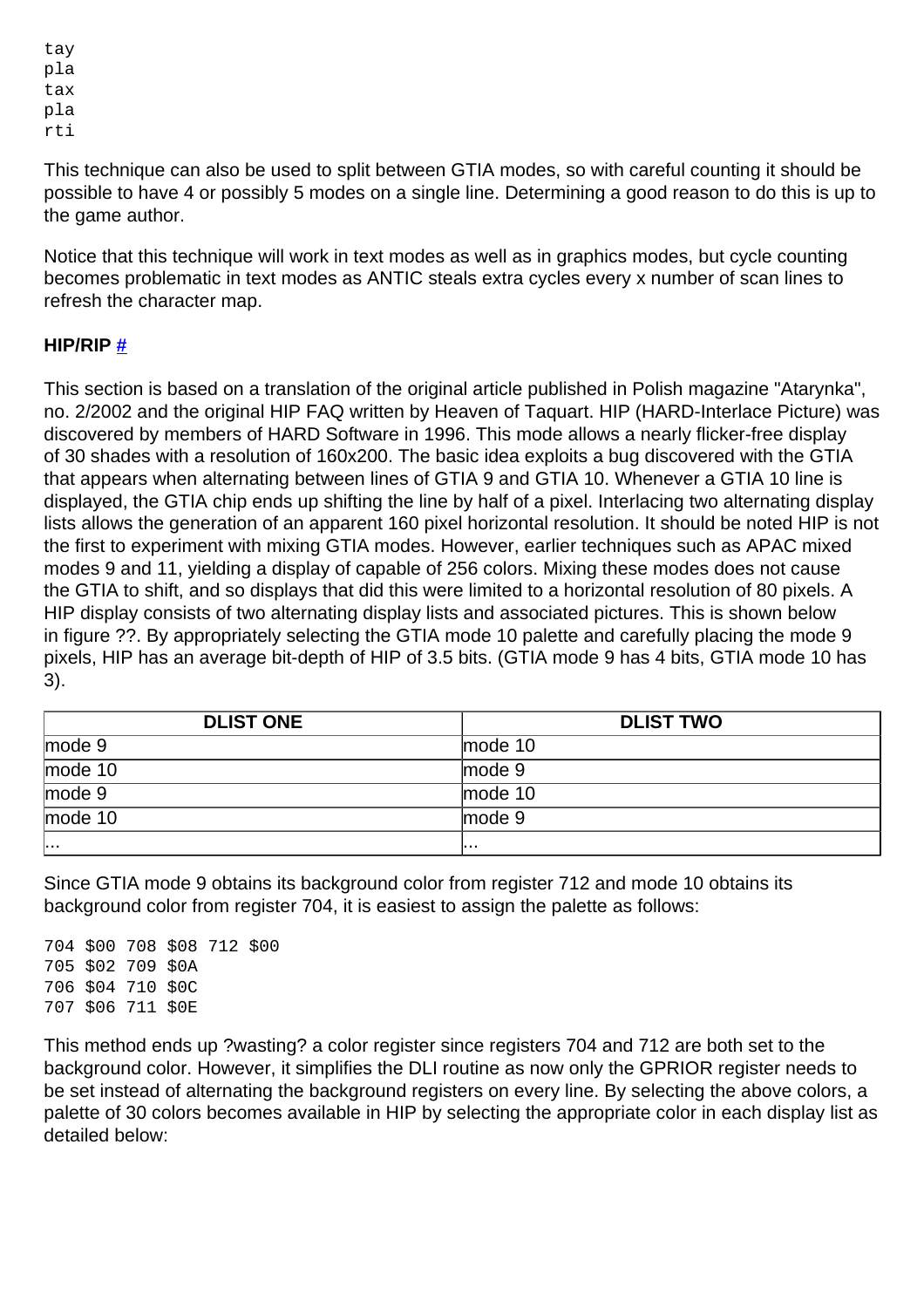```
tay
pla
tax
pla
rti
```

This technique can also be used to split between GTIA modes, so with careful counting it should be possible to have 4 or possibly 5 modes on a single line. Determining a good reason to do this is up to the game author.

Notice that this technique will work in text modes as well as in graphics modes, but cycle counting becomes problematic in text modes as ANTIC steals extra cycles every x number of scan lines to refresh the character map.

**HIP/RIP** #

This section is based on a translation of the original article published in Polish magazine "Atarynka", no. 2/2002 and the original HIP FAQ written by Heaven of Taquart. HIP (HARD-Interlace Picture) was discovered by members of HARD Software in 1996. This mode allows a nearly flicker-free display of 30 shades with a resolution of 160x200. The basic idea exploits a bug discovered with the GTIA that appears when alternating between lines of GTIA 9 and GTIA 10. Whenever a GTIA 10 line is displayed, the GTIA chip ends up shifting the line by half of a pixel. Interlacing two alternating display lists allows the generation of an apparent 160 pixel horizontal resolution. It should be noted HIP is not the first to experiment with mixing GTIA modes. However, earlier techniques such as APAC mixed modes 9 and 11, yielding a display of capable of 256 colors. Mixing these modes does not cause the GTIA to shift, and so displays that did this were limited to a horizontal resolution of 80 pixels. A HIP display consists of two alternating display lists and associated pictures. This is shown below in figure ??. By appropriately selecting the GTIA mode 10 palette and carefully placing the mode 9 pixels, HIP has an average bit-depth of HIP of 3.5 bits. (GTIA mode 9 has 4 bits, GTIA mode 10 has 3).

| DLIST ONE | DLIST TWO |
|---|---|
| mode 9 | mode 10 |
| mode 10 | mode 9 |
| mode 9 | mode 10 |
| mode 10 | mode 9 |
| ... | ... |

Since GTIA mode 9 obtains its background color from register 712 and mode 10 obtains its background color from register 704, it is easiest to assign the palette as follows:

```
704 $00 708 $08 712 $00
705 $02 709 $0A
706 $04 710 $0C
707 $06 711 $0E
```

This method ends up ?wasting? a color register since registers 704 and 712 are both set to the background color. However, it simplifies the DLI routine as now only the GPRIOR register needs to be set instead of alternating the background registers on every line. By selecting the above colors, a palette of 30 colors becomes available in HIP by selecting the appropriate color in each display list as detailed below: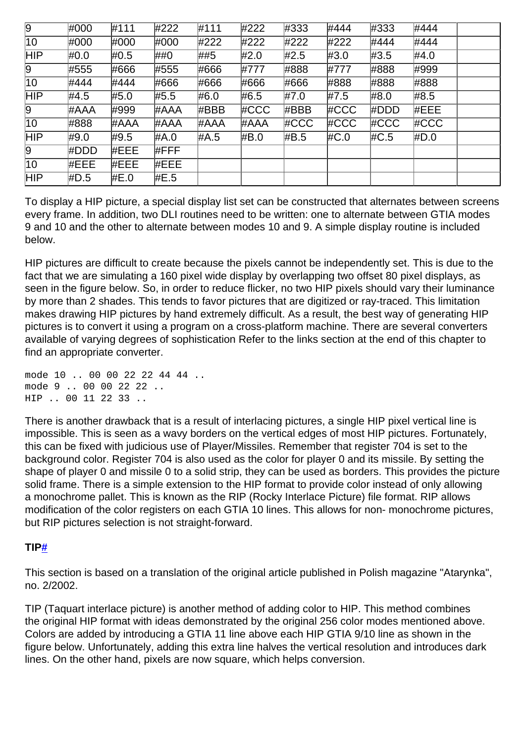| 9 | #000 | #111 | #222 | #111 | #222 | #333 | #444 | #333 | #444 | |
|---|---|---|---|---|---|---|---|---|---|---|
| 10 | #000 | #000 | #000 | #222 | #222 | #222 | #222 | #444 | #444 | |
| HIP | #0.0 | #0.5 | ##0 | ##5 | #2.0 | #2.5 | #3.0 | #3.5 | #4.0 | |
| 9 | #555 | #666 | #555 | #666 | #777 | #888 | #777 | #888 | #999 | |
| 10 | #444 | #444 | #666 | #666 | #666 | #666 | #888 | #888 | #888 | |
| HIP | #4.5 | #5.0 | #5.5 | #6.0 | #6.5 | #7.0 | #7.5 | #8.0 | #8.5 | |
| 9 | #AAA | #999 | #AAA | #BBB | #CCC | #BBB | #CCC | #DDD | #EEE | |
| 10 | #888 | #AAA | #AAA | #AAA | #AAA | #CCC | #CCC | #CCC | #CCC | |
| HIP | #9.0 | #9.5 | #A.0 | #A.5 | #B.0 | #B.5 | #C.0 | #C.5 | #D.0 | |
| 9 | #DDD | #EEE | #FFF | | | | | | | |
| 10 | #EEE | #EEE | #EEE | | | | | | | |
| HIP | #D.5 | #E.0 | #E.5 | | | | | | | |

To display a HIP picture, a special display list set can be constructed that alternates between screens every frame. In addition, two DLI routines need to be written: one to alternate between GTIA modes 9 and 10 and the other to alternate between modes 10 and 9. A simple display routine is included below.

HIP pictures are difficult to create because the pixels cannot be independently set. This is due to the fact that we are simulating a 160 pixel wide display by overlapping two offset 80 pixel displays, as seen in the figure below. So, in order to reduce flicker, no two HIP pixels should vary their luminance by more than 2 shades. This tends to favor pictures that are digitized or ray-traced. This limitation makes drawing HIP pictures by hand extremely difficult. As a result, the best way of generating HIP pictures is to convert it using a program on a cross-platform machine. There are several converters available of varying degrees of sophistication Refer to the links section at the end of this chapter to find an appropriate converter.

```
mode 10 .. 00 00 22 22 44 44 ..
mode 9 .. 00 00 22 22 ..
HIP .. 00 11 22 33 ..
```

There is another drawback that is a result of interlacing pictures, a single HIP pixel vertical line is impossible. This is seen as a wavy borders on the vertical edges of most HIP pictures. Fortunately, this can be fixed with judicious use of Player/Missiles. Remember that register 704 is set to the background color. Register 704 is also used as the color for player 0 and its missile. By setting the shape of player 0 and missile 0 to a solid strip, they can be used as borders. This provides the picture solid frame. There is a simple extension to the HIP format to provide color instead of only allowing a monochrome pallet. This is known as the RIP (Rocky Interlace Picture) file format. RIP allows modification of the color registers on each GTIA 10 lines. This allows for non- monochrome pictures, but RIP pictures selection is not straight-forward.

**TIP#**

This section is based on a translation of the original article published in Polish magazine "Atarynka", no. 2/2002.

TIP (Taquart interlace picture) is another method of adding color to HIP. This method combines the original HIP format with ideas demonstrated by the original 256 color modes mentioned above. Colors are added by introducing a GTIA 11 line above each HIP GTIA 9/10 line as shown in the figure below. Unfortunately, adding this extra line halves the vertical resolution and introduces dark lines. On the other hand, pixels are now square, which helps conversion.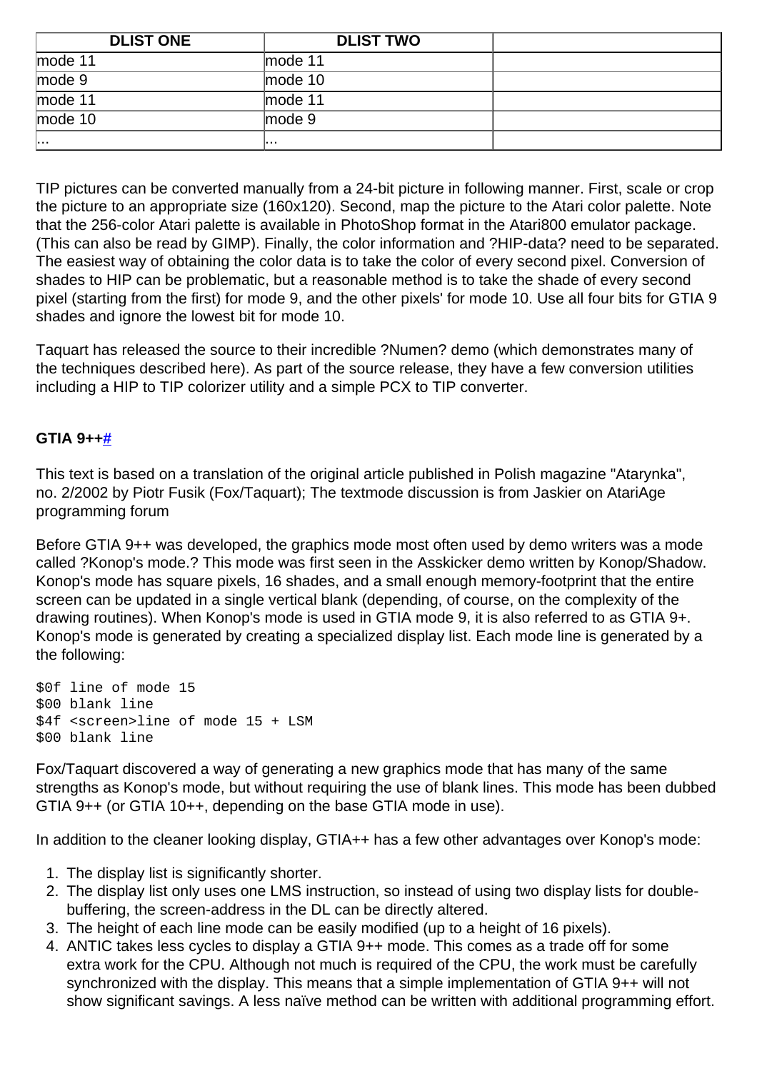| DLIST ONE | DLIST TWO | |
|---|---|---|
| mode 11 | mode 11 | |
| mode 9 | mode 10 | |
| mode 11 | mode 11 | |
| mode 10 | mode 9 | |
| ... | ... | |

TIP pictures can be converted manually from a 24-bit picture in following manner. First, scale or crop the picture to an appropriate size (160x120). Second, map the picture to the Atari color palette. Note that the 256-color Atari palette is available in PhotoShop format in the Atari800 emulator package. (This can also be read by GIMP). Finally, the color information and ?HIP-data? need to be separated. The easiest way of obtaining the color data is to take the color of every second pixel. Conversion of shades to HIP can be problematic, but a reasonable method is to take the shade of every second pixel (starting from the first) for mode 9, and the other pixels' for mode 10. Use all four bits for GTIA 9 shades and ignore the lowest bit for mode 10.

Taquart has released the source to their incredible ?Numen? demo (which demonstrates many of the techniques described here). As part of the source release, they have a few conversion utilities including a HIP to TIP colorizer utility and a simple PCX to TIP converter.

**GTIA 9++#**

This text is based on a translation of the original article published in Polish magazine "Atarynka", no. 2/2002 by Piotr Fusik (Fox/Taquart); The textmode discussion is from Jaskier on AtariAge programming forum

Before GTIA 9++ was developed, the graphics mode most often used by demo writers was a mode called ?Konop's mode.? This mode was first seen in the Asskicker demo written by Konop/Shadow. Konop's mode has square pixels, 16 shades, and a small enough memory-footprint that the entire screen can be updated in a single vertical blank (depending, of course, on the complexity of the drawing routines). When Konop's mode is used in GTIA mode 9, it is also referred to as GTIA 9+. Konop's mode is generated by creating a specialized display list. Each mode line is generated by a the following:

```
$0f line of mode 15
$00 blank line
$4f <screen>line of mode 15 + LSM
$00 blank line
```

Fox/Taquart discovered a way of generating a new graphics mode that has many of the same strengths as Konop's mode, but without requiring the use of blank lines. This mode has been dubbed GTIA 9++ (or GTIA 10++, depending on the base GTIA mode in use).

In addition to the cleaner looking display, GTIA++ has a few other advantages over Konop's mode:

1. The display list is significantly shorter.
2. The display list only uses one LMS instruction, so instead of using two display lists for double-buffering, the screen-address in the DL can be directly altered.
3. The height of each line mode can be easily modified (up to a height of 16 pixels).
4. ANTIC takes less cycles to display a GTIA 9++ mode. This comes as a trade off for some extra work for the CPU. Although not much is required of the CPU, the work must be carefully synchronized with the display. This means that a simple implementation of GTIA 9++ will not show significant savings. A less naïve method can be written with additional programming effort.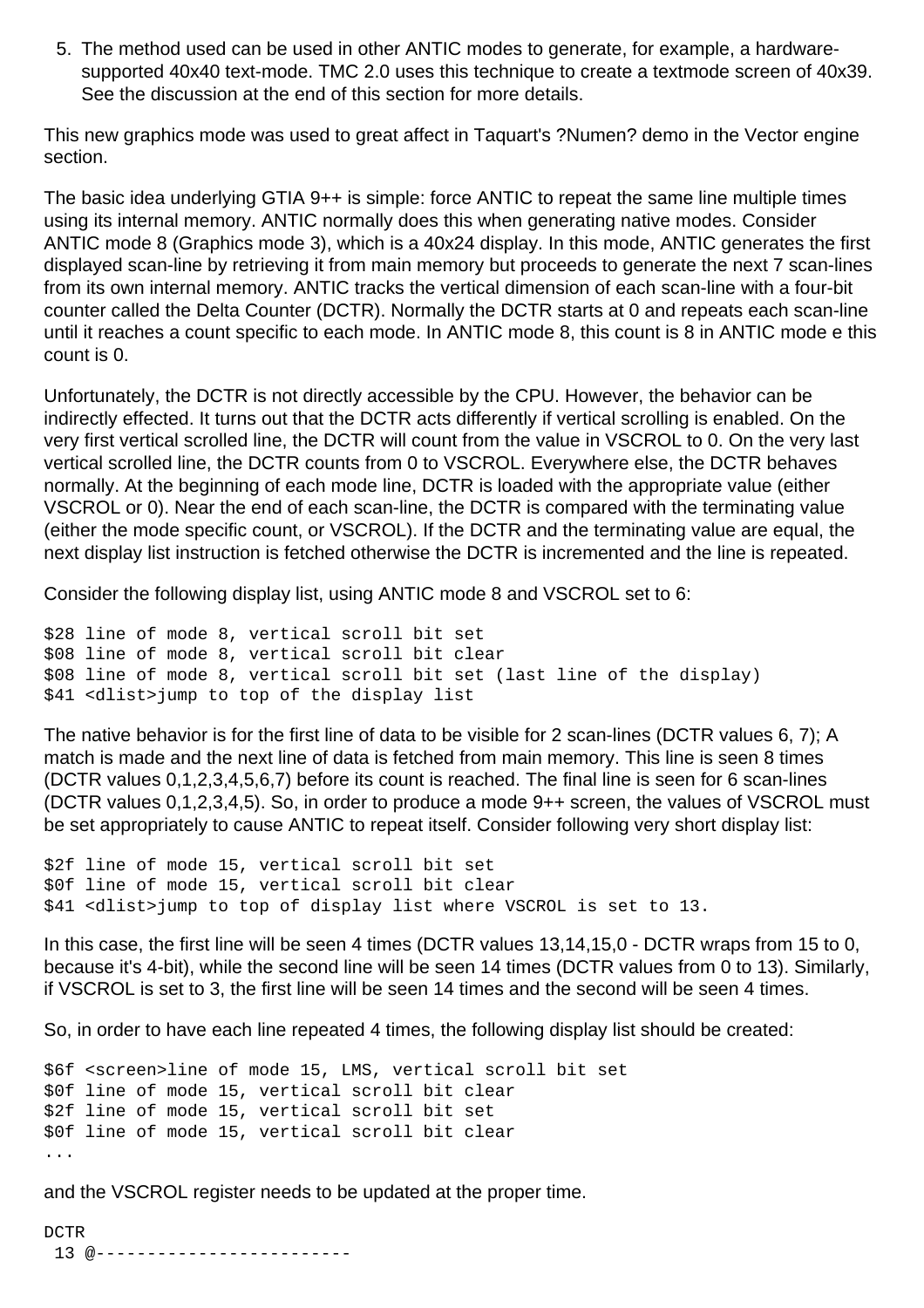5. The method used can be used in other ANTIC modes to generate, for example, a hardware-supported 40x40 text-mode. TMC 2.0 uses this technique to create a textmode screen of 40x39. See the discussion at the end of this section for more details.

This new graphics mode was used to great affect in Taquart's ?Numen? demo in the Vector engine section.

The basic idea underlying GTIA 9++ is simple: force ANTIC to repeat the same line multiple times using its internal memory. ANTIC normally does this when generating native modes. Consider ANTIC mode 8 (Graphics mode 3), which is a 40x24 display. In this mode, ANTIC generates the first displayed scan-line by retrieving it from main memory but proceeds to generate the next 7 scan-lines from its own internal memory. ANTIC tracks the vertical dimension of each scan-line with a four-bit counter called the Delta Counter (DCTR). Normally the DCTR starts at 0 and repeats each scan-line until it reaches a count specific to each mode. In ANTIC mode 8, this count is 8 in ANTIC mode e this count is 0.

Unfortunately, the DCTR is not directly accessible by the CPU. However, the behavior can be indirectly effected. It turns out that the DCTR acts differently if vertical scrolling is enabled. On the very first vertical scrolled line, the DCTR will count from the value in VSCROL to 0. On the very last vertical scrolled line, the DCTR counts from 0 to VSCROL. Everywhere else, the DCTR behaves normally. At the beginning of each mode line, DCTR is loaded with the appropriate value (either VSCROL or 0). Near the end of each scan-line, the DCTR is compared with the terminating value (either the mode specific count, or VSCROL). If the DCTR and the terminating value are equal, the next display list instruction is fetched otherwise the DCTR is incremented and the line is repeated.

Consider the following display list, using ANTIC mode 8 and VSCROL set to 6:

```
$28 line of mode 8, vertical scroll bit set
$08 line of mode 8, vertical scroll bit clear
$08 line of mode 8, vertical scroll bit set (last line of the display)
$41 <dlist>jump to top of the display list
```

The native behavior is for the first line of data to be visible for 2 scan-lines (DCTR values 6, 7); A match is made and the next line of data is fetched from main memory. This line is seen 8 times (DCTR values 0,1,2,3,4,5,6,7) before its count is reached. The final line is seen for 6 scan-lines (DCTR values 0,1,2,3,4,5). So, in order to produce a mode 9++ screen, the values of VSCROL must be set appropriately to cause ANTIC to repeat itself. Consider following very short display list:

```
$2f line of mode 15, vertical scroll bit set
$0f line of mode 15, vertical scroll bit clear
$41 <dlist>jump to top of display list where VSCROL is set to 13.
```

In this case, the first line will be seen 4 times (DCTR values 13,14,15,0 - DCTR wraps from 15 to 0, because it's 4-bit), while the second line will be seen 14 times (DCTR values from 0 to 13). Similarly, if VSCROL is set to 3, the first line will be seen 14 times and the second will be seen 4 times.

So, in order to have each line repeated 4 times, the following display list should be created:

```
$6f <screen>line of mode 15, LMS, vertical scroll bit set
$0f line of mode 15, vertical scroll bit clear
$2f line of mode 15, vertical scroll bit set
$0f line of mode 15, vertical scroll bit clear
...
```

and the VSCROL register needs to be updated at the proper time.

```
DCTR
 13 @-------------------------
```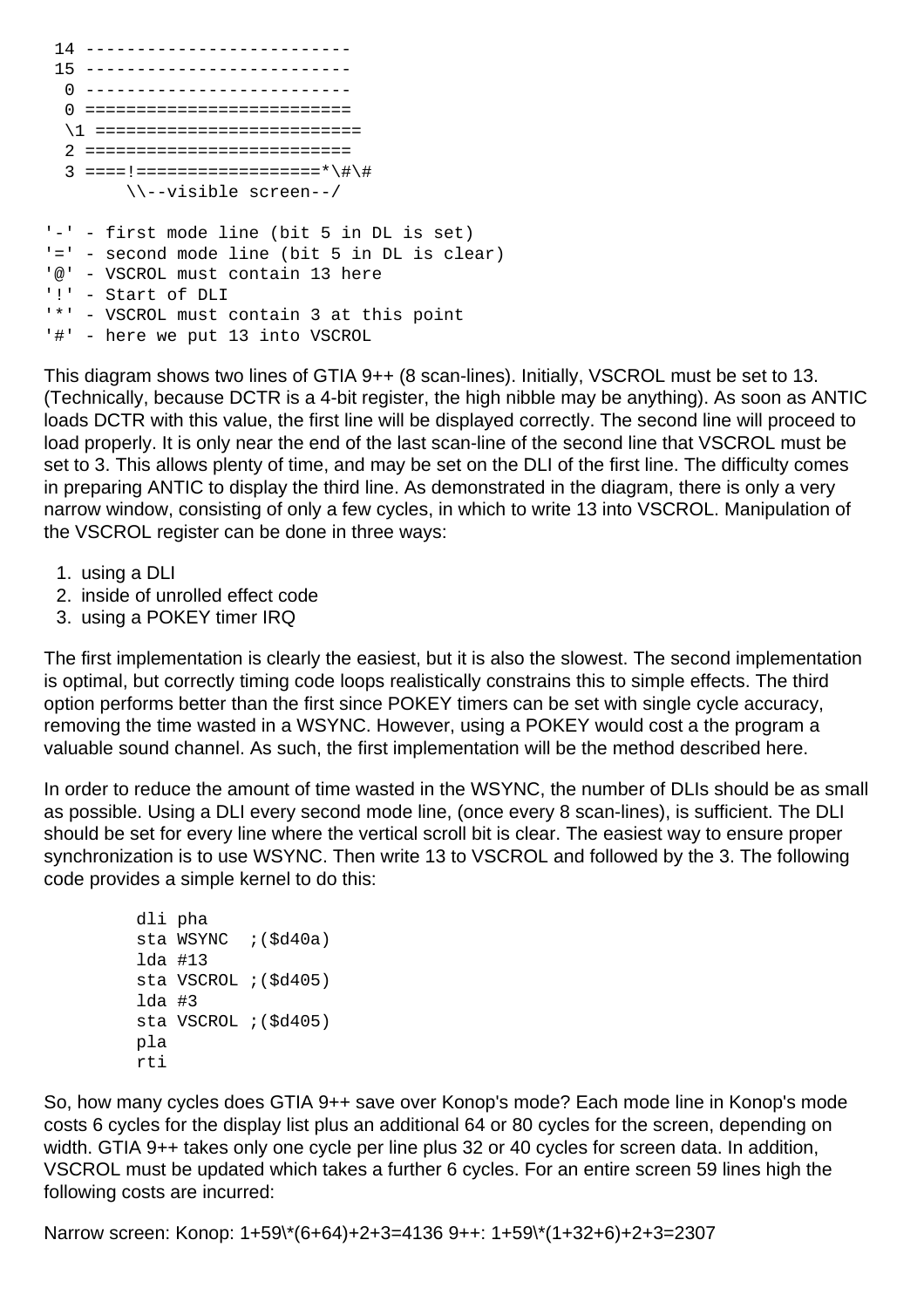```
 14 -------------------------
 15 -------------------------
  0 -------------------------
  0 =========================
  \1 =========================
  2 =========================
  3 ====!==================*\#\#
        \\--visible screen--/

'-' - first mode line (bit 5 in DL is set)
'=' - second mode line (bit 5 in DL is clear)
'@' - VSCROL must contain 13 here
'!' - Start of DLI
'*' - VSCROL must contain 3 at this point
'#' - here we put 13 into VSCROL
```

This diagram shows two lines of GTIA 9++ (8 scan-lines). Initially, VSCROL must be set to 13. (Technically, because DCTR is a 4-bit register, the high nibble may be anything). As soon as ANTIC loads DCTR with this value, the first line will be displayed correctly. The second line will proceed to load properly. It is only near the end of the last scan-line of the second line that VSCROL must be set to 3. This allows plenty of time, and may be set on the DLI of the first line. The difficulty comes in preparing ANTIC to display the third line. As demonstrated in the diagram, there is only a very narrow window, consisting of only a few cycles, in which to write 13 into VSCROL. Manipulation of the VSCROL register can be done in three ways:

1. using a DLI
2. inside of unrolled effect code
3. using a POKEY timer IRQ

The first implementation is clearly the easiest, but it is also the slowest. The second implementation is optimal, but correctly timing code loops realistically constrains this to simple effects. The third option performs better than the first since POKEY timers can be set with single cycle accuracy, removing the time wasted in a WSYNC. However, using a POKEY would cost a the program a valuable sound channel. As such, the first implementation will be the method described here.

In order to reduce the amount of time wasted in the WSYNC, the number of DLIs should be as small as possible. Using a DLI every second mode line, (once every 8 scan-lines), is sufficient. The DLI should be set for every line where the vertical scroll bit is clear. The easiest way to ensure proper synchronization is to use WSYNC. Then write 13 to VSCROL and followed by the 3. The following code provides a simple kernel to do this:

```
dli pha
sta WSYNC  ;($d40a)
lda #13
sta VSCROL ;($d405)
lda #3
sta VSCROL ;($d405)
pla
rti
```

So, how many cycles does GTIA 9++ save over Konop's mode? Each mode line in Konop's mode costs 6 cycles for the display list plus an additional 64 or 80 cycles for the screen, depending on width. GTIA 9++ takes only one cycle per line plus 32 or 40 cycles for screen data. In addition, VSCROL must be updated which takes a further 6 cycles. For an entire screen 59 lines high the following costs are incurred:

Narrow screen: Konop: 1+59*(6+64)+2+3=4136 9++: 1+59*(1+32+6)+2+3=2307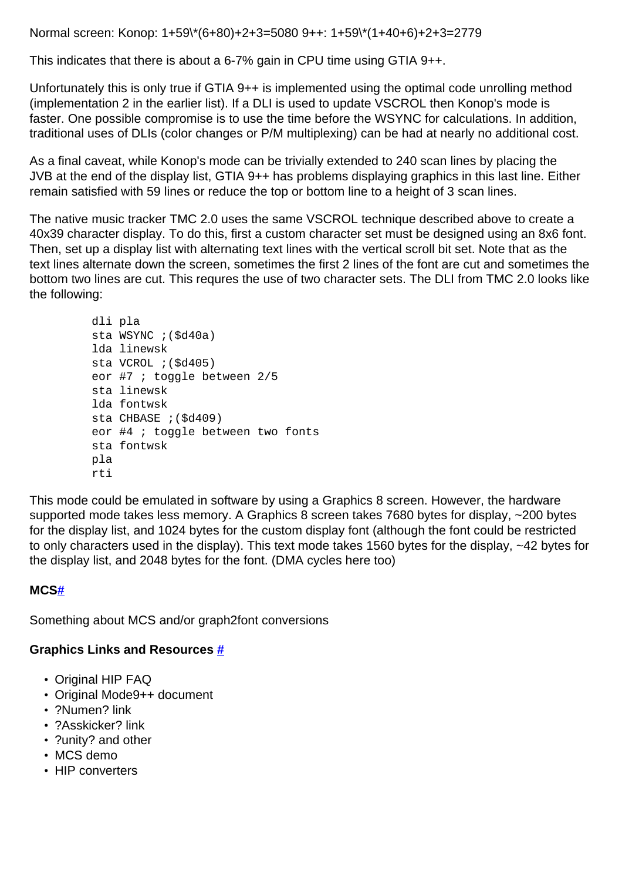Normal screen: Konop: 1+59\*(6+80)+2+3=5080 9++: 1+59\*(1+40+6)+2+3=2779

This indicates that there is about a 6-7% gain in CPU time using GTIA 9++.

Unfortunately this is only true if GTIA 9++ is implemented using the optimal code unrolling method (implementation 2 in the earlier list). If a DLI is used to update VSCROL then Konop's mode is faster. One possible compromise is to use the time before the WSYNC for calculations. In addition, traditional uses of DLIs (color changes or P/M multiplexing) can be had at nearly no additional cost.

As a final caveat, while Konop's mode can be trivially extended to 240 scan lines by placing the JVB at the end of the display list, GTIA 9++ has problems displaying graphics in this last line. Either remain satisfied with 59 lines or reduce the top or bottom line to a height of 3 scan lines.

The native music tracker TMC 2.0 uses the same VSCROL technique described above to create a 40x39 character display. To do this, first a custom character set must be designed using an 8x6 font. Then, set up a display list with alternating text lines with the vertical scroll bit set. Note that as the text lines alternate down the screen, sometimes the first 2 lines of the font are cut and sometimes the bottom two lines are cut. This requres the use of two character sets. The DLI from TMC 2.0 looks like the following:

```
dli pla
sta WSYNC ;($d40a)
lda linewsk
sta VCROL ;($d405)
eor #7 ; toggle between 2/5
sta linewsk
lda fontwsk
sta CHBASE ;($d409)
eor #4 ; toggle between two fonts
sta fontwsk
pla
rti
```

This mode could be emulated in software by using a Graphics 8 screen. However, the hardware supported mode takes less memory. A Graphics 8 screen takes 7680 bytes for display, ~200 bytes for the display list, and 1024 bytes for the custom display font (although the font could be restricted to only characters used in the display). This text mode takes 1560 bytes for the display, ~42 bytes for the display list, and 2048 bytes for the font. (DMA cycles here too)

### MCS#

Something about MCS and/or graph2font conversions

### Graphics Links and Resources #

- Original HIP FAQ
- Original Mode9++ document
- ?Numen? link
- ?Asskicker? link
- ?unity? and other
- MCS demo
- HIP converters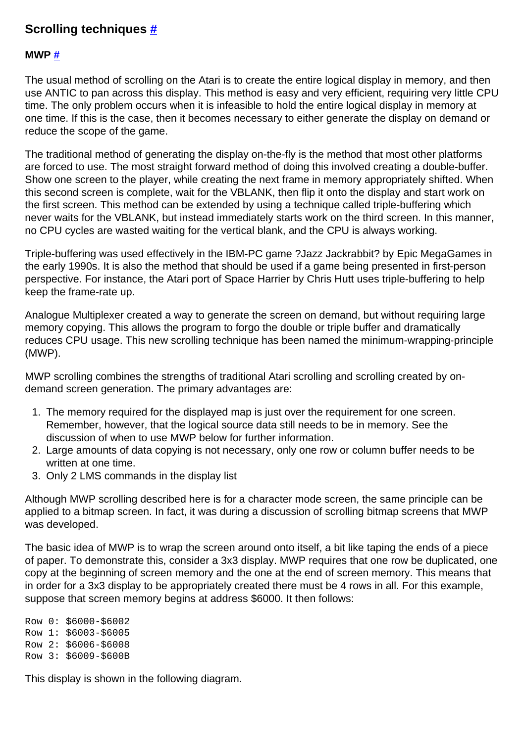## Scrolling techniques #

### MWP #

The usual method of scrolling on the Atari is to create the entire logical display in memory, and then use ANTIC to pan across this display. This method is easy and very efficient, requiring very little CPU time. The only problem occurs when it is infeasible to hold the entire logical display in memory at one time. If this is the case, then it becomes necessary to either generate the display on demand or reduce the scope of the game.

The traditional method of generating the display on-the-fly is the method that most other platforms are forced to use. The most straight forward method of doing this involved creating a double-buffer. Show one screen to the player, while creating the next frame in memory appropriately shifted. When this second screen is complete, wait for the VBLANK, then flip it onto the display and start work on the first screen. This method can be extended by using a technique called triple-buffering which never waits for the VBLANK, but instead immediately starts work on the third screen. In this manner, no CPU cycles are wasted waiting for the vertical blank, and the CPU is always working.

Triple-buffering was used effectively in the IBM-PC game ?Jazz Jackrabbit? by Epic MegaGames in the early 1990s. It is also the method that should be used if a game being presented in first-person perspective. For instance, the Atari port of Space Harrier by Chris Hutt uses triple-buffering to help keep the frame-rate up.

Analogue Multiplexer created a way to generate the screen on demand, but without requiring large memory copying. This allows the program to forgo the double or triple buffer and dramatically reduces CPU usage. This new scrolling technique has been named the minimum-wrapping-principle (MWP).

MWP scrolling combines the strengths of traditional Atari scrolling and scrolling created by on-demand screen generation. The primary advantages are:

1. The memory required for the displayed map is just over the requirement for one screen. Remember, however, that the logical source data still needs to be in memory. See the discussion of when to use MWP below for further information.
2. Large amounts of data copying is not necessary, only one row or column buffer needs to be written at one time.
3. Only 2 LMS commands in the display list

Although MWP scrolling described here is for a character mode screen, the same principle can be applied to a bitmap screen. In fact, it was during a discussion of scrolling bitmap screens that MWP was developed.

The basic idea of MWP is to wrap the screen around onto itself, a bit like taping the ends of a piece of paper. To demonstrate this, consider a 3x3 display. MWP requires that one row be duplicated, one copy at the beginning of screen memory and the one at the end of screen memory. This means that in order for a 3x3 display to be appropriately created there must be 4 rows in all. For this example, suppose that screen memory begins at address $6000. It then follows:

```
Row 0: $6000-$6002
Row 1: $6003-$6005
Row 2: $6006-$6008
Row 3: $6009-$600B
```

This display is shown in the following diagram.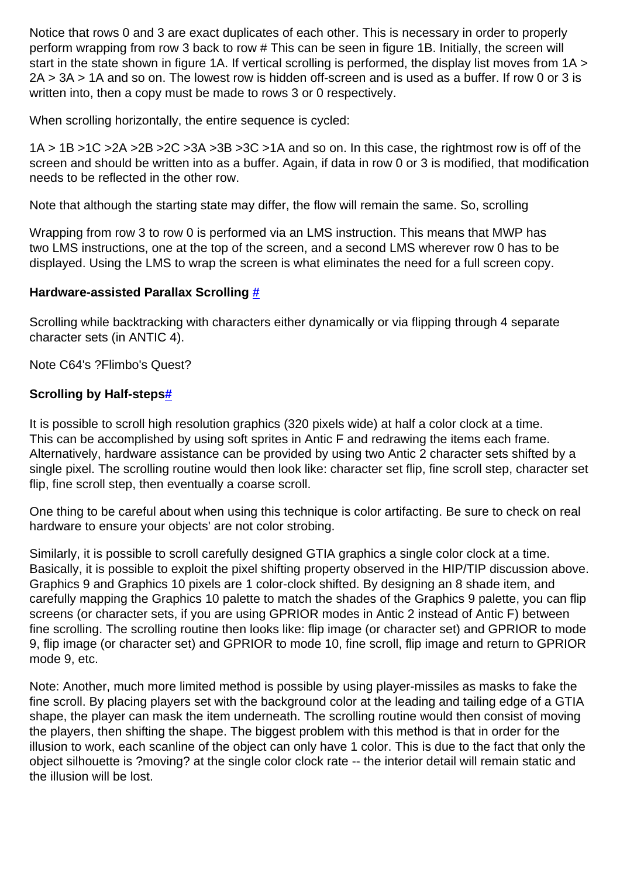Notice that rows 0 and 3 are exact duplicates of each other. This is necessary in order to properly perform wrapping from row 3 back to row # This can be seen in figure 1B. Initially, the screen will start in the state shown in figure 1A. If vertical scrolling is performed, the display list moves from 1A > 2A > 3A > 1A and so on. The lowest row is hidden off-screen and is used as a buffer. If row 0 or 3 is written into, then a copy must be made to rows 3 or 0 respectively.

When scrolling horizontally, the entire sequence is cycled:

1A > 1B >1C >2A >2B >2C >3A >3B >3C >1A and so on. In this case, the rightmost row is off of the screen and should be written into as a buffer. Again, if data in row 0 or 3 is modified, that modification needs to be reflected in the other row.

Note that although the starting state may differ, the flow will remain the same. So, scrolling

Wrapping from row 3 to row 0 is performed via an LMS instruction. This means that MWP has two LMS instructions, one at the top of the screen, and a second LMS wherever row 0 has to be displayed. Using the LMS to wrap the screen is what eliminates the need for a full screen copy.

**Hardware-assisted Parallax Scrolling #**

Scrolling while backtracking with characters either dynamically or via flipping through 4 separate character sets (in ANTIC 4).

Note C64's ?Flimbo's Quest?

**Scrolling by Half-steps#**

It is possible to scroll high resolution graphics (320 pixels wide) at half a color clock at a time. This can be accomplished by using soft sprites in Antic F and redrawing the items each frame. Alternatively, hardware assistance can be provided by using two Antic 2 character sets shifted by a single pixel. The scrolling routine would then look like: character set flip, fine scroll step, character set flip, fine scroll step, then eventually a coarse scroll.

One thing to be careful about when using this technique is color artifacting. Be sure to check on real hardware to ensure your objects' are not color strobing.

Similarly, it is possible to scroll carefully designed GTIA graphics a single color clock at a time. Basically, it is possible to exploit the pixel shifting property observed in the HIP/TIP discussion above. Graphics 9 and Graphics 10 pixels are 1 color-clock shifted. By designing an 8 shade item, and carefully mapping the Graphics 10 palette to match the shades of the Graphics 9 palette, you can flip screens (or character sets, if you are using GPRIOR modes in Antic 2 instead of Antic F) between fine scrolling. The scrolling routine then looks like: flip image (or character set) and GPRIOR to mode 9, flip image (or character set) and GPRIOR to mode 10, fine scroll, flip image and return to GPRIOR mode 9, etc.

Note: Another, much more limited method is possible by using player-missiles as masks to fake the fine scroll. By placing players set with the background color at the leading and tailing edge of a GTIA shape, the player can mask the item underneath. The scrolling routine would then consist of moving the players, then shifting the shape. The biggest problem with this method is that in order for the illusion to work, each scanline of the object can only have 1 color. This is due to the fact that only the object silhouette is ?moving? at the single color clock rate -- the interior detail will remain static and the illusion will be lost.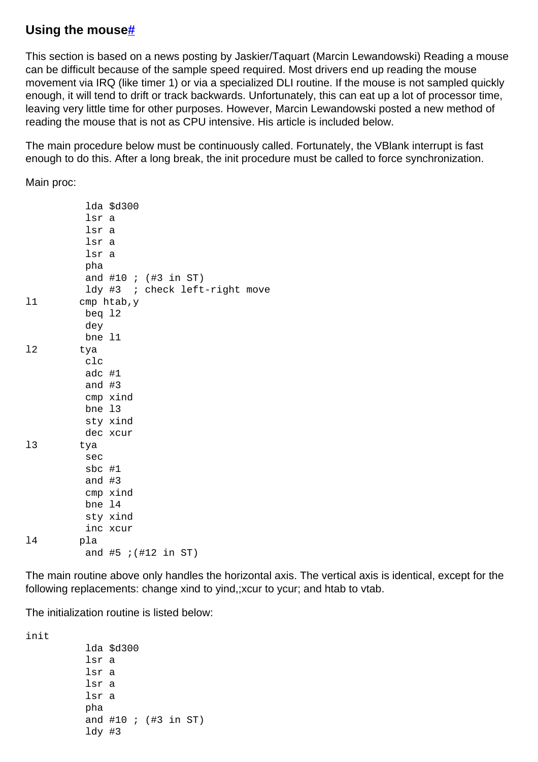### Using the mouse#

This section is based on a news posting by Jaskier/Taquart (Marcin Lewandowski) Reading a mouse can be difficult because of the sample speed required. Most drivers end up reading the mouse movement via IRQ (like timer 1) or via a specialized DLI routine. If the mouse is not sampled quickly enough, it will tend to drift or track backwards. Unfortunately, this can eat up a lot of processor time, leaving very little time for other purposes. However, Marcin Lewandowski posted a new method of reading the mouse that is not as CPU intensive. His article is included below.

The main procedure below must be continuously called. Fortunately, the VBlank interrupt is fast enough to do this. After a long break, the init procedure must be called to force synchronization.

Main proc:

```
          lda $d300
          lsr a
          lsr a
          lsr a
          lsr a
          pha
          and #10 ; (#3 in ST)
          ldy #3  ; check left-right move
l1       cmp htab,y
          beq l2
          dey
          bne l1
l2       tya
          clc
          adc #1
          and #3
          cmp xind
          bne l3
          sty xind
          dec xcur
l3       tya
          sec
          sbc #1
          and #3
          cmp xind
          bne l4
          sty xind
          inc xcur
l4       pla
          and #5 ;(#12 in ST)
```

The main routine above only handles the horizontal axis. The vertical axis is identical, except for the following replacements: change xind to yind,;xcur to ycur; and htab to vtab.

The initialization routine is listed below:

```
init
          lda $d300
          lsr a
          lsr a
          lsr a
          lsr a
          pha
          and #10 ; (#3 in ST)
          ldy #3
```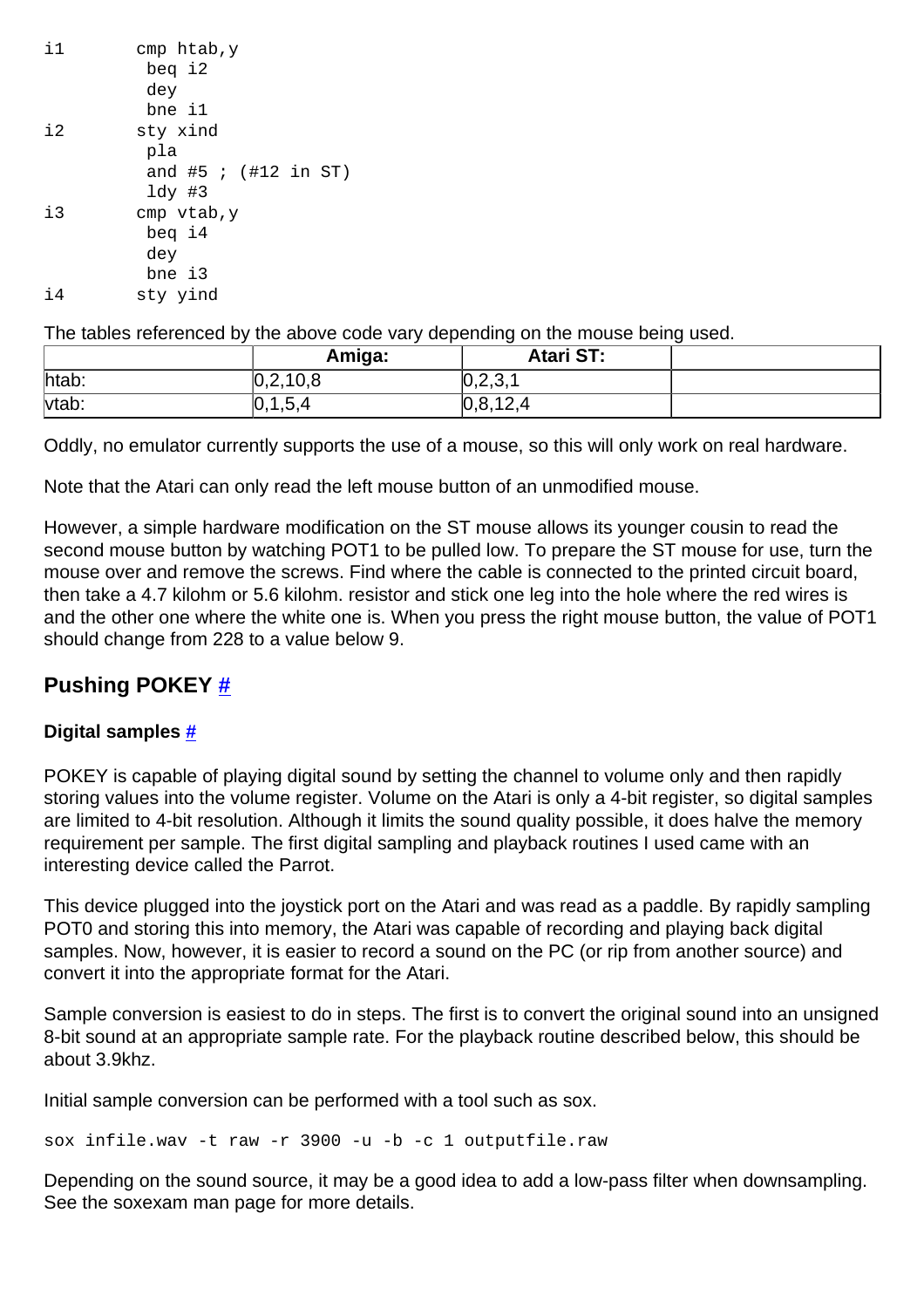```
i1       cmp htab,y
         beq i2
         dey
         bne i1
i2       sty xind
         pla
         and #5 ; (#12 in ST)
         ldy #3
i3       cmp vtab,y
         beq i4
         dey
         bne i3
i4       sty yind
```

The tables referenced by the above code vary depending on the mouse being used.

| | Amiga: | Atari ST: | |
|---|---|---|---|
| htab: | 0,2,10,8 | 0,2,3,1 | |
| vtab: | 0,1,5,4 | 0,8,12,4 | |

Oddly, no emulator currently supports the use of a mouse, so this will only work on real hardware.

Note that the Atari can only read the left mouse button of an unmodified mouse.

However, a simple hardware modification on the ST mouse allows its younger cousin to read the second mouse button by watching POT1 to be pulled low. To prepare the ST mouse for use, turn the mouse over and remove the screws. Find where the cable is connected to the printed circuit board, then take a 4.7 kilohm or 5.6 kilohm. resistor and stick one leg into the hole where the red wires is and the other one where the white one is. When you press the right mouse button, the value of POT1 should change from 228 to a value below 9.

## Pushing POKEY #

### Digital samples #

POKEY is capable of playing digital sound by setting the channel to volume only and then rapidly storing values into the volume register. Volume on the Atari is only a 4-bit register, so digital samples are limited to 4-bit resolution. Although it limits the sound quality possible, it does halve the memory requirement per sample. The first digital sampling and playback routines I used came with an interesting device called the Parrot.

This device plugged into the joystick port on the Atari and was read as a paddle. By rapidly sampling POT0 and storing this into memory, the Atari was capable of recording and playing back digital samples. Now, however, it is easier to record a sound on the PC (or rip from another source) and convert it into the appropriate format for the Atari.

Sample conversion is easiest to do in steps. The first is to convert the original sound into an unsigned 8-bit sound at an appropriate sample rate. For the playback routine described below, this should be about 3.9khz.

Initial sample conversion can be performed with a tool such as sox.

```
sox infile.wav -t raw -r 3900 -u -b -c 1 outputfile.raw
```

Depending on the sound source, it may be a good idea to add a low-pass filter when downsampling. See the soxexam man page for more details.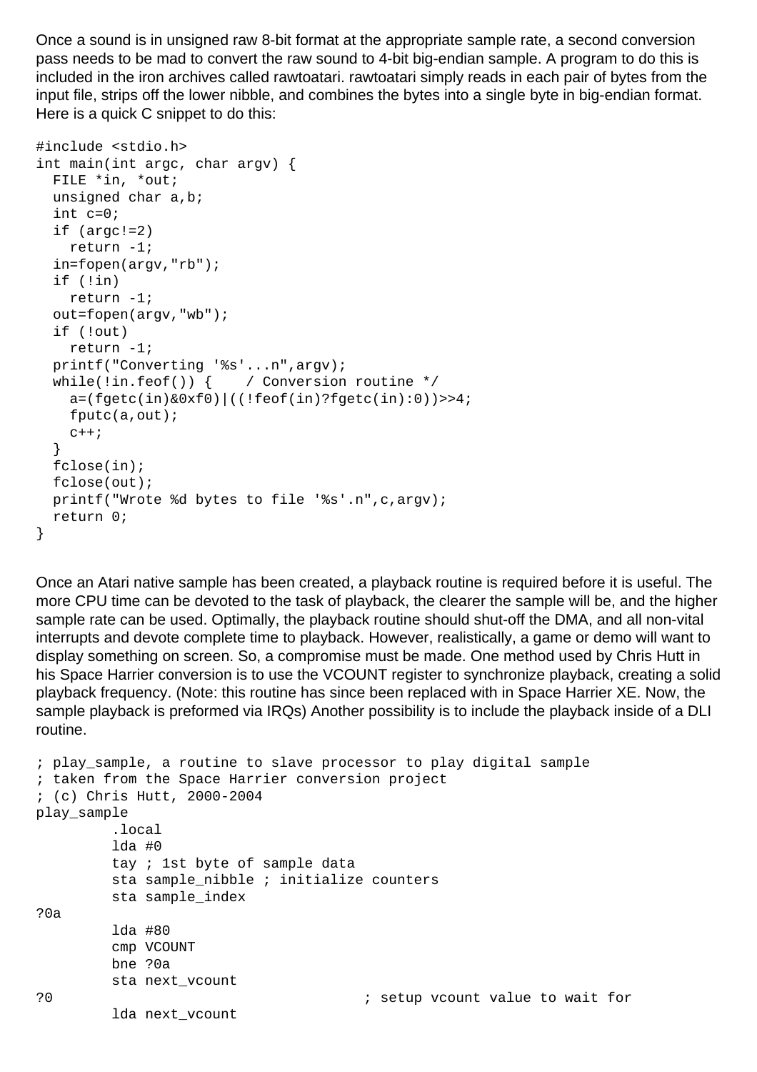Once a sound is in unsigned raw 8-bit format at the appropriate sample rate, a second conversion pass needs to be mad to convert the raw sound to 4-bit big-endian sample. A program to do this is included in the iron archives called rawtoatari. rawtoatari simply reads in each pair of bytes from the input file, strips off the lower nibble, and combines the bytes into a single byte in big-endian format. Here is a quick C snippet to do this:

```
#include <stdio.h>
int main(int argc, char argv) {
  FILE *in, *out;
  unsigned char a,b;
  int c=0;
  if (argc!=2)
    return -1;
  in=fopen(argv,"rb");
  if (!in)
    return -1;
  out=fopen(argv,"wb");
  if (!out)
    return -1;
  printf("Converting '%s'...n",argv);
  while(!in.feof()) {    / Conversion routine */
    a=(fgetc(in)&0xf0)|((!feof(in)?fgetc(in):0))>>4;
    fputc(a,out);
    c++;
  }
  fclose(in);
  fclose(out);
  printf("Wrote %d bytes to file '%s'.n",c,argv);
  return 0;
}
```

Once an Atari native sample has been created, a playback routine is required before it is useful. The more CPU time can be devoted to the task of playback, the clearer the sample will be, and the higher sample rate can be used. Optimally, the playback routine should shut-off the DMA, and all non-vital interrupts and devote complete time to playback. However, realistically, a game or demo will want to display something on screen. So, a compromise must be made. One method used by Chris Hutt in his Space Harrier conversion is to use the VCOUNT register to synchronize playback, creating a solid playback frequency. (Note: this routine has since been replaced with in Space Harrier XE. Now, the sample playback is preformed via IRQs) Another possibility is to include the playback inside of a DLI routine.

```
; play_sample, a routine to slave processor to play digital sample
; taken from the Space Harrier conversion project
; (c) Chris Hutt, 2000-2004
play_sample
         .local
         lda #0
         tay ; 1st byte of sample data
         sta sample_nibble ; initialize counters
         sta sample_index
?0a
         lda #80
         cmp VCOUNT
         bne ?0a
         sta next_vcount
?0                                   ; setup vcount value to wait for
         lda next_vcount
```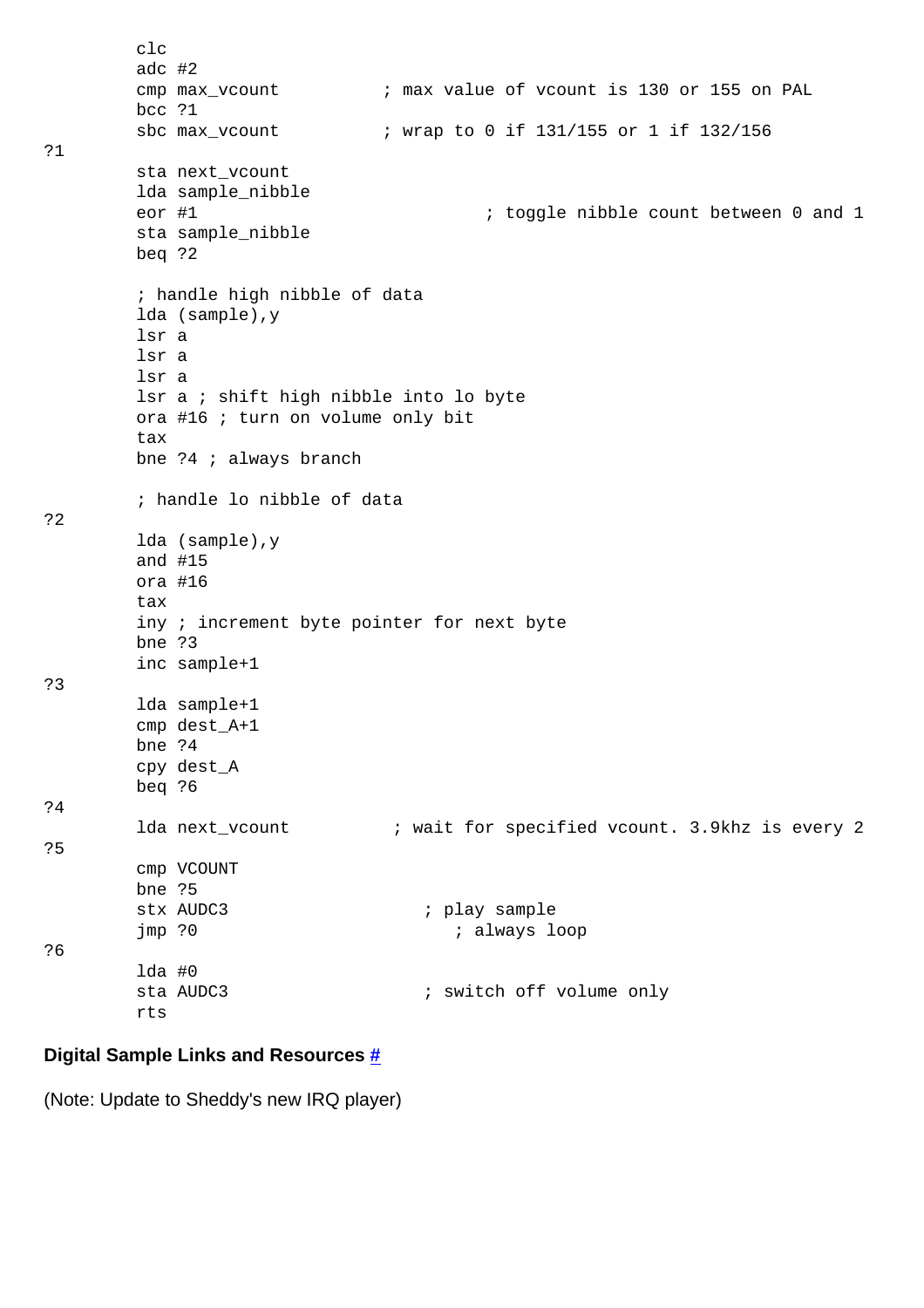```
        clc
        adc #2
        cmp max_vcount          ; max value of vcount is 130 or 155 on PAL
        bcc ?1
        sbc max_vcount          ; wrap to 0 if 131/155 or 1 if 132/156
?1
        sta next_vcount
        lda sample_nibble
        eor #1                            ; toggle nibble count between 0 and 1
        sta sample_nibble
        beq ?2

        ; handle high nibble of data
        lda (sample),y
        lsr a
        lsr a
        lsr a
        lsr a ; shift high nibble into lo byte
        ora #16 ; turn on volume only bit
        tax
        bne ?4 ; always branch

        ; handle lo nibble of data
?2
        lda (sample),y
        and #15
        ora #16
        tax
        iny ; increment byte pointer for next byte
        bne ?3
        inc sample+1
?3
        lda sample+1
        cmp dest_A+1
        bne ?4
        cpy dest_A
        beq ?6
?4
        lda next_vcount          ; wait for specified vcount. 3.9khz is every 2
?5
        cmp VCOUNT
        bne ?5
        stx AUDC3                  ; play sample
        jmp ?0                        ; always loop
?6
        lda #0
        sta AUDC3                  ; switch off volume only
        rts
```

**Digital Sample Links and Resources #**

(Note: Update to Sheddy's new IRQ player)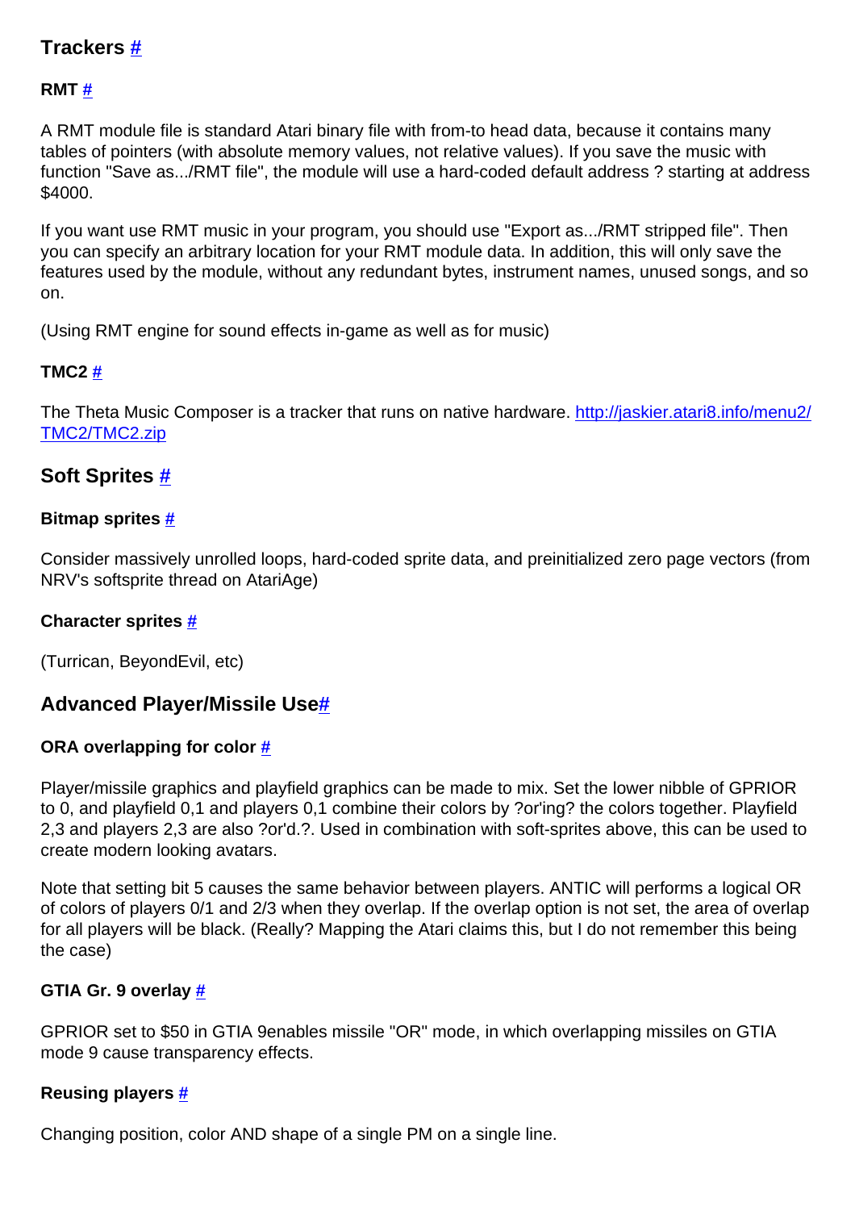## Trackers #

### RMT #

A RMT module file is standard Atari binary file with from-to head data, because it contains many tables of pointers (with absolute memory values, not relative values). If you save the music with function "Save as.../RMT file", the module will use a hard-coded default address ? starting at address $4000.

If you want use RMT music in your program, you should use "Export as.../RMT stripped file". Then you can specify an arbitrary location for your RMT module data. In addition, this will only save the features used by the module, without any redundant bytes, instrument names, unused songs, and so on.

(Using RMT engine for sound effects in-game as well as for music)

### TMC2 #

The Theta Music Composer is a tracker that runs on native hardware. http://jaskier.atari8.info/menu2/TMC2/TMC2.zip

## Soft Sprites #

### Bitmap sprites #

Consider massively unrolled loops, hard-coded sprite data, and preinitialized zero page vectors (from NRV's softsprite thread on AtariAge)

### Character sprites #

(Turrican, BeyondEvil, etc)

## Advanced Player/Missile Use#

### ORA overlapping for color #

Player/missile graphics and playfield graphics can be made to mix. Set the lower nibble of GPRIOR to 0, and playfield 0,1 and players 0,1 combine their colors by ?or'ing? the colors together. Playfield 2,3 and players 2,3 are also ?or'd.?. Used in combination with soft-sprites above, this can be used to create modern looking avatars.

Note that setting bit 5 causes the same behavior between players. ANTIC will performs a logical OR of colors of players 0/1 and 2/3 when they overlap. If the overlap option is not set, the area of overlap for all players will be black. (Really? Mapping the Atari claims this, but I do not remember this being the case)

### GTIA Gr. 9 overlay #

GPRIOR set to $50 in GTIA 9enables missile "OR" mode, in which overlapping missiles on GTIA mode 9 cause transparency effects.

### Reusing players #

Changing position, color AND shape of a single PM on a single line.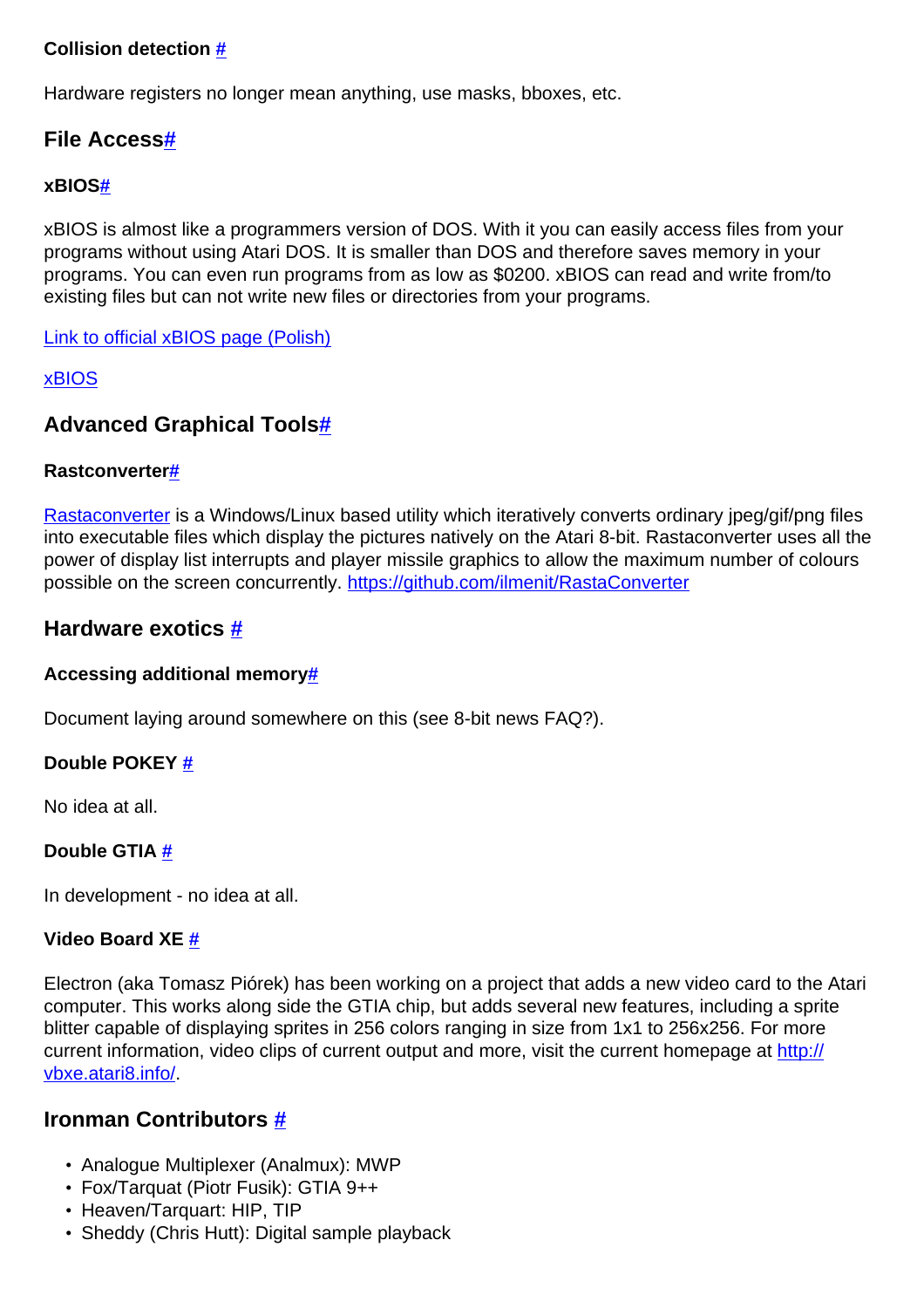### Collision detection #

Hardware registers no longer mean anything, use masks, bboxes, etc.

## File Access#

### xBIOS#

xBIOS is almost like a programmers version of DOS. With it you can easily access files from your programs without using Atari DOS. It is smaller than DOS and therefore saves memory in your programs. You can even run programs from as low as $0200. xBIOS can read and write from/to existing files but can not write new files or directories from your programs.

Link to official xBIOS page (Polish)

xBIOS

## Advanced Graphical Tools#

### Rastconverter#

Rastaconverter is a Windows/Linux based utility which iteratively converts ordinary jpeg/gif/png files into executable files which display the pictures natively on the Atari 8-bit. Rastaconverter uses all the power of display list interrupts and player missile graphics to allow the maximum number of colours possible on the screen concurrently. https://github.com/ilmenit/RastaConverter

## Hardware exotics #

### Accessing additional memory#

Document laying around somewhere on this (see 8-bit news FAQ?).

### Double POKEY #

No idea at all.

### Double GTIA #

In development - no idea at all.

### Video Board XE #

Electron (aka Tomasz Piórek) has been working on a project that adds a new video card to the Atari computer. This works along side the GTIA chip, but adds several new features, including a sprite blitter capable of displaying sprites in 256 colors ranging in size from 1x1 to 256x256. For more current information, video clips of current output and more, visit the current homepage at http://vbxe.atari8.info/.

## Ironman Contributors #

- Analogue Multiplexer (Analmux): MWP
- Fox/Tarquat (Piotr Fusik): GTIA 9++
- Heaven/Tarquart: HIP, TIP
- Sheddy (Chris Hutt): Digital sample playback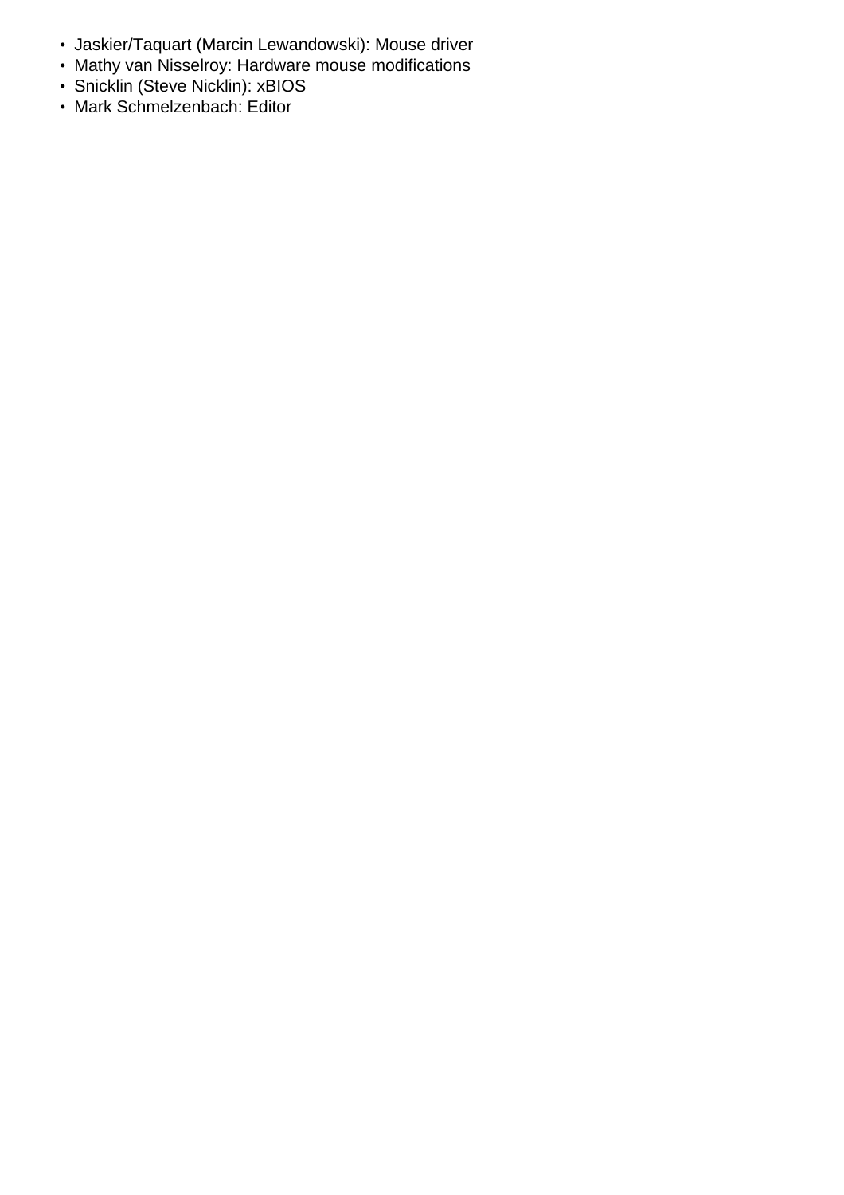- Jaskier/Taquart (Marcin Lewandowski): Mouse driver
- Mathy van Nisselroy: Hardware mouse modifications
- Snicklin (Steve Nicklin): xBIOS
- Mark Schmelzenbach: Editor